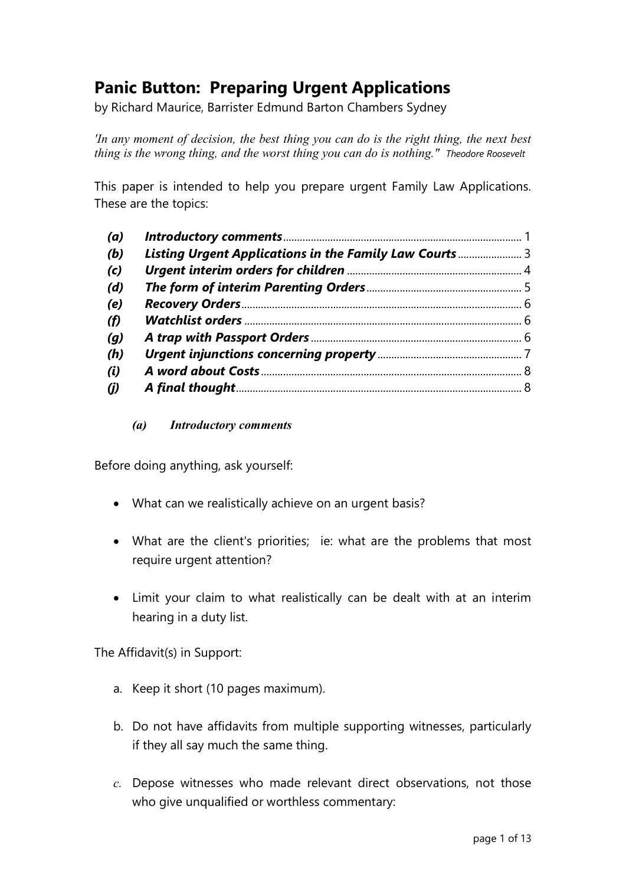# Panic Button: Preparing Urgent Applications

by Richard Maurice, Barrister Edmund Barton Chambers Sydney

*'In any moment of decision, the best thing you can do is the right thing, the next best thing is the wrong thing, and the worst thing you can do is nothing."* *Theodore Roosevelt*

This paper is intended to help you prepare urgent Family Law Applications. These are the topics:

| | | |
|---|---|---|
| ***(a)*** | ***Introductory comments*** | 1 |
| ***(b)*** | ***Listing Urgent Applications in the Family Law Courts*** | 3 |
| ***(c)*** | ***Urgent interim orders for children*** | 4 |
| ***(d)*** | ***The form of interim Parenting Orders*** | 5 |
| ***(e)*** | ***Recovery Orders*** | 6 |
| ***(f)*** | ***Watchlist orders*** | 6 |
| ***(g)*** | ***A trap with Passport Orders*** | 6 |
| ***(h)*** | ***Urgent injunctions concerning property*** | 7 |
| ***(i)*** | ***A word about Costs*** | 8 |
| ***(j)*** | ***A final thought*** | 8 |

### *(a) Introductory comments*

Before doing anything, ask yourself:

- What can we realistically achieve on an urgent basis?
- What are the client's priorities; ie: what are the problems that most require urgent attention?
- Limit your claim to what realistically can be dealt with at an interim hearing in a duty list.

The Affidavit(s) in Support:

a. Keep it short (10 pages maximum).

b. Do not have affidavits from multiple supporting witnesses, particularly if they all say much the same thing.

c. Depose witnesses who made relevant direct observations, not those who give unqualified or worthless commentary: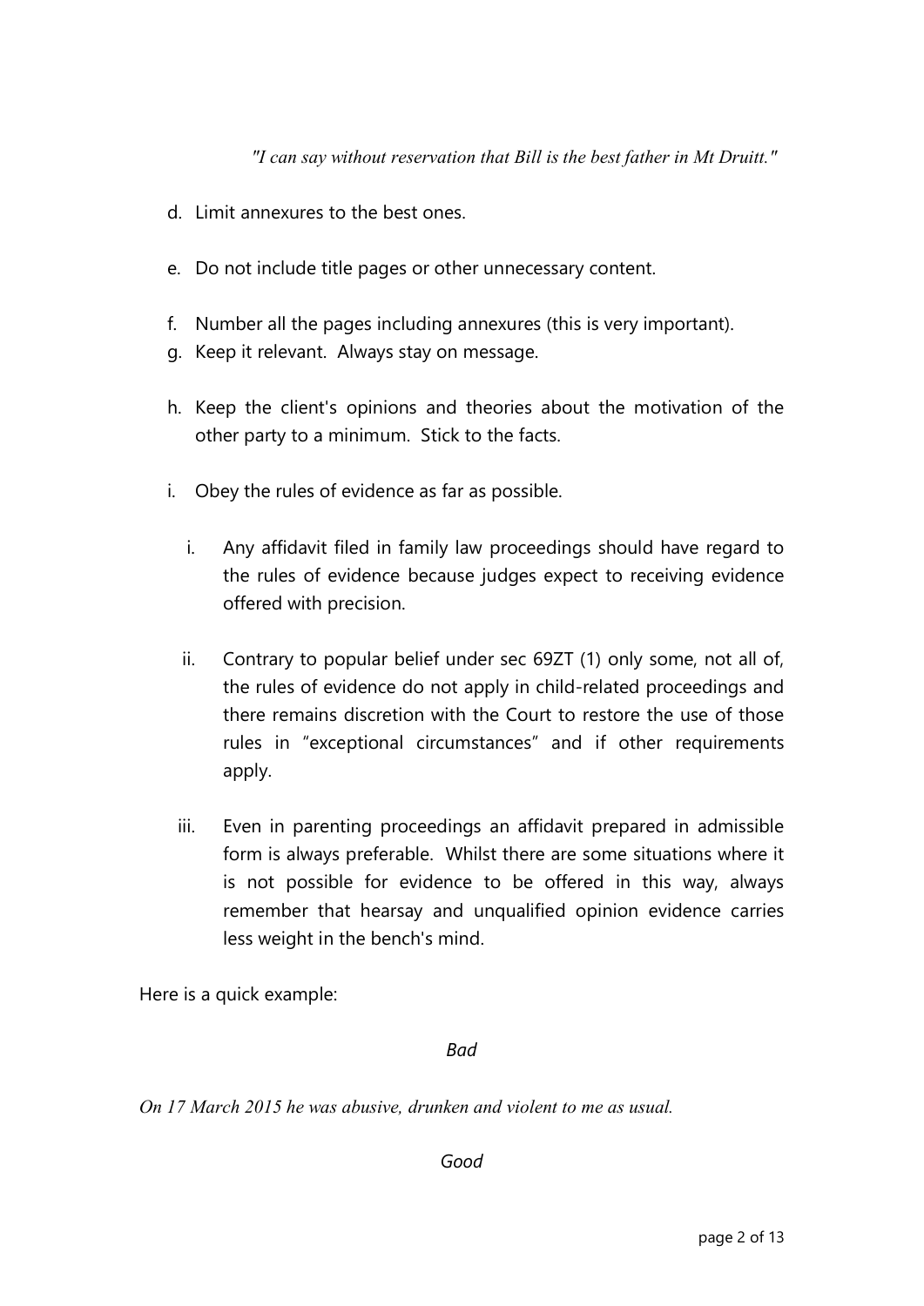*"I can say without reservation that Bill is the best father in Mt Druitt."*

d. Limit annexures to the best ones.

e. Do not include title pages or other unnecessary content.

f. Number all the pages including annexures (this is very important).

g. Keep it relevant. Always stay on message.

h. Keep the client's opinions and theories about the motivation of the other party to a minimum. Stick to the facts.

i. Obey the rules of evidence as far as possible.

   i. Any affidavit filed in family law proceedings should have regard to the rules of evidence because judges expect to receiving evidence offered with precision.

   ii. Contrary to popular belief under sec 69ZT (1) only some, not all of, the rules of evidence do not apply in child-related proceedings and there remains discretion with the Court to restore the use of those rules in "exceptional circumstances" and if other requirements apply.

   iii. Even in parenting proceedings an affidavit prepared in admissible form is always preferable. Whilst there are some situations where it is not possible for evidence to be offered in this way, always remember that hearsay and unqualified opinion evidence carries less weight in the bench's mind.

Here is a quick example:

*Bad*

*On 17 March 2015 he was abusive, drunken and violent to me as usual.*

*Good*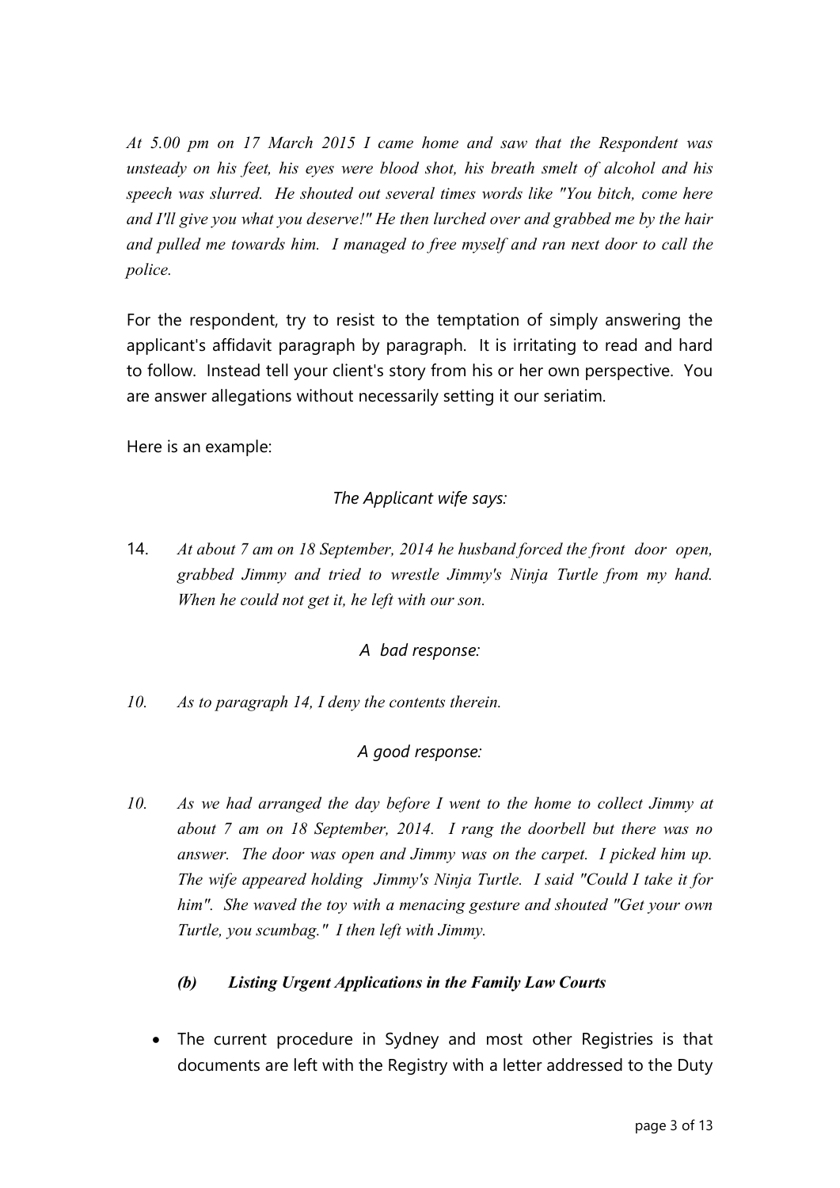*At 5.00 pm on 17 March 2015 I came home and saw that the Respondent was unsteady on his feet, his eyes were blood shot, his breath smelt of alcohol and his speech was slurred. He shouted out several times words like "You bitch, come here and I'll give you what you deserve!" He then lurched over and grabbed me by the hair and pulled me towards him. I managed to free myself and ran next door to call the police.*

For the respondent, try to resist to the temptation of simply answering the applicant's affidavit paragraph by paragraph. It is irritating to read and hard to follow. Instead tell your client's story from his or her own perspective. You are answer allegations without necessarily setting it our seriatim.

Here is an example:

*The Applicant wife says:*

14. *At about 7 am on 18 September, 2014 he husband forced the front door open, grabbed Jimmy and tried to wrestle Jimmy's Ninja Turtle from my hand. When he could not get it, he left with our son.*

*A bad response:*

10. *As to paragraph 14, I deny the contents therein.*

*A good response:*

10. *As we had arranged the day before I went to the home to collect Jimmy at about 7 am on 18 September, 2014. I rang the doorbell but there was no answer. The door was open and Jimmy was on the carpet. I picked him up. The wife appeared holding Jimmy's Ninja Turtle. I said "Could I take it for him". She waved the toy with a menacing gesture and shouted "Get your own Turtle, you scumbag." I then left with Jimmy.*

### *(b) Listing Urgent Applications in the Family Law Courts*

- The current procedure in Sydney and most other Registries is that documents are left with the Registry with a letter addressed to the Duty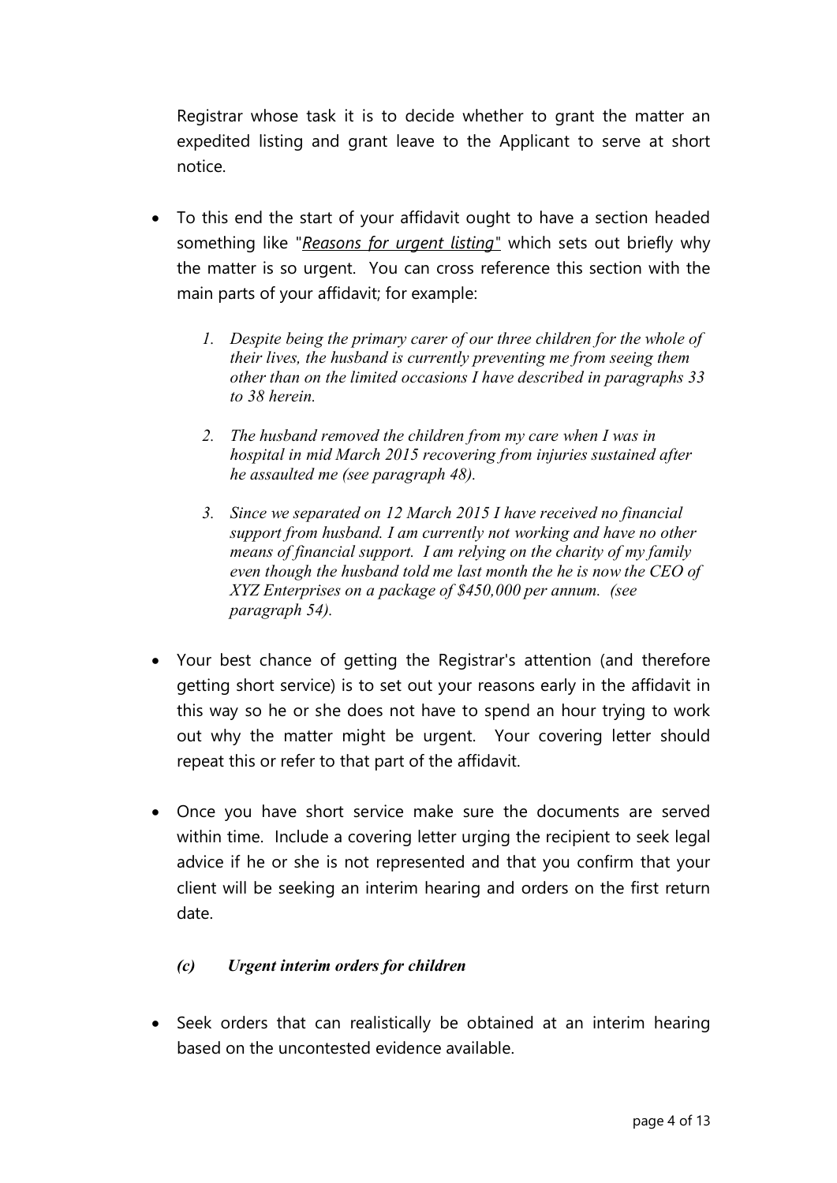Registrar whose task it is to decide whether to grant the matter an expedited listing and grant leave to the Applicant to serve at short notice.

- To this end the start of your affidavit ought to have a section headed something like "*Reasons for urgent listing*" which sets out briefly why the matter is so urgent. You can cross reference this section with the main parts of your affidavit; for example:

  1. *Despite being the primary carer of our three children for the whole of their lives, the husband is currently preventing me from seeing them other than on the limited occasions I have described in paragraphs 33 to 38 herein.*

  2. *The husband removed the children from my care when I was in hospital in mid March 2015 recovering from injuries sustained after he assaulted me (see paragraph 48).*

  3. *Since we separated on 12 March 2015 I have received no financial support from husband. I am currently not working and have no other means of financial support. I am relying on the charity of my family even though the husband told me last month the he is now the CEO of XYZ Enterprises on a package of $450,000 per annum. (see paragraph 54).*

- Your best chance of getting the Registrar's attention (and therefore getting short service) is to set out your reasons early in the affidavit in this way so he or she does not have to spend an hour trying to work out why the matter might be urgent. Your covering letter should repeat this or refer to that part of the affidavit.

- Once you have short service make sure the documents are served within time. Include a covering letter urging the recipient to seek legal advice if he or she is not represented and that you confirm that your client will be seeking an interim hearing and orders on the first return date.

### *(c) Urgent interim orders for children*

- Seek orders that can realistically be obtained at an interim hearing based on the uncontested evidence available.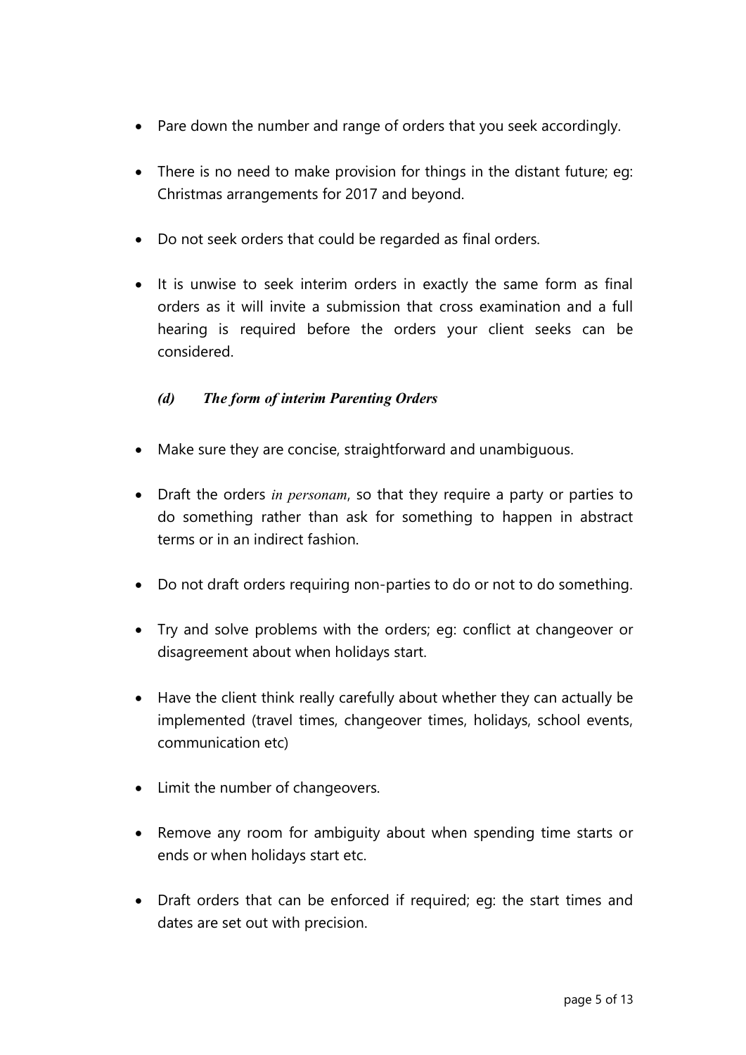- Pare down the number and range of orders that you seek accordingly.
- There is no need to make provision for things in the distant future; eg: Christmas arrangements for 2017 and beyond.
- Do not seek orders that could be regarded as final orders.
- It is unwise to seek interim orders in exactly the same form as final orders as it will invite a submission that cross examination and a full hearing is required before the orders your client seeks can be considered.

### *(d) The form of interim Parenting Orders*

- Make sure they are concise, straightforward and unambiguous.
- Draft the orders *in personam*, so that they require a party or parties to do something rather than ask for something to happen in abstract terms or in an indirect fashion.
- Do not draft orders requiring non-parties to do or not to do something.
- Try and solve problems with the orders; eg: conflict at changeover or disagreement about when holidays start.
- Have the client think really carefully about whether they can actually be implemented (travel times, changeover times, holidays, school events, communication etc)
- Limit the number of changeovers.
- Remove any room for ambiguity about when spending time starts or ends or when holidays start etc.
- Draft orders that can be enforced if required; eg: the start times and dates are set out with precision.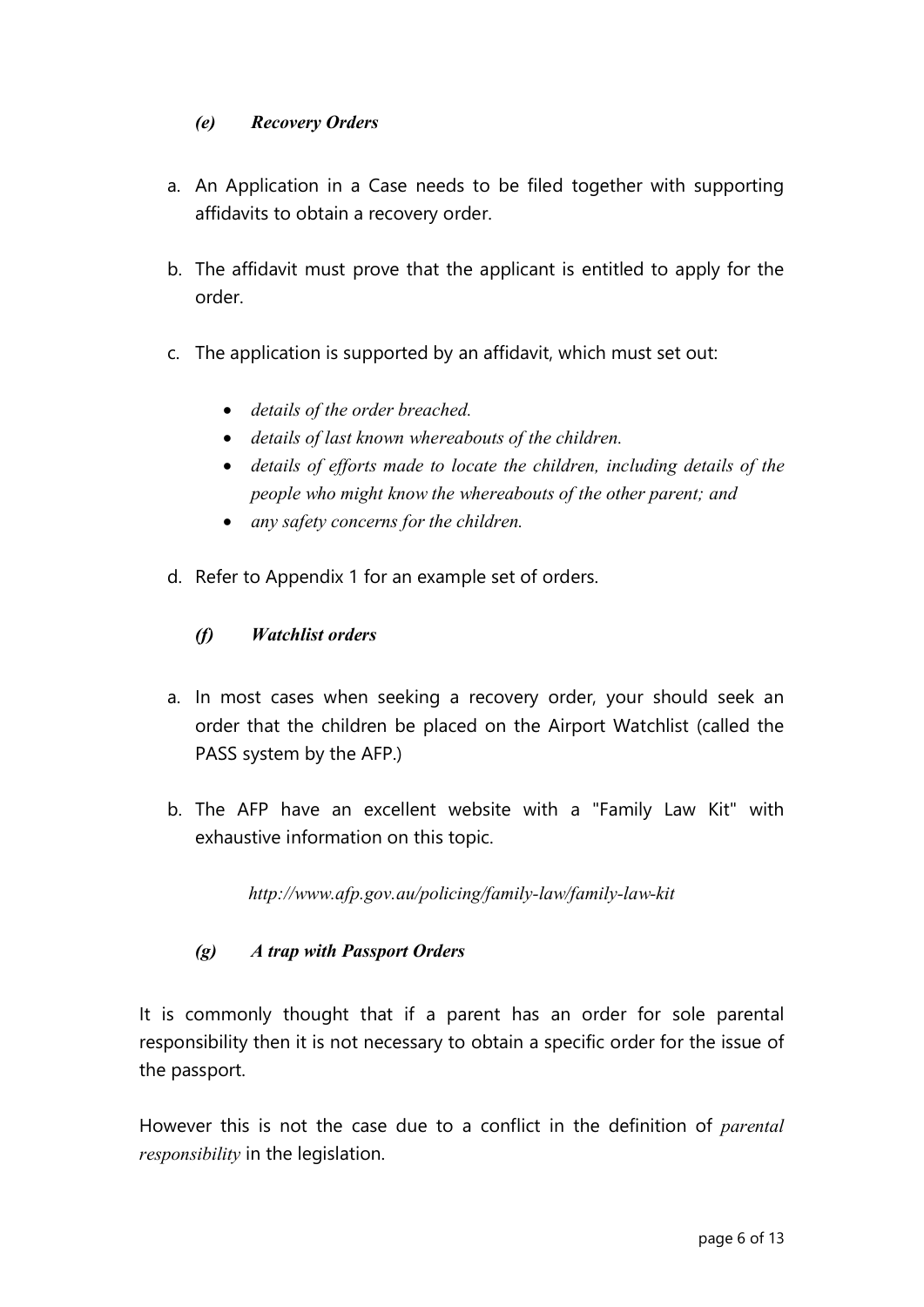### *(e) Recovery Orders*

a. An Application in a Case needs to be filed together with supporting affidavits to obtain a recovery order.

b. The affidavit must prove that the applicant is entitled to apply for the order.

c. The application is supported by an affidavit, which must set out:

   - *details of the order breached.*
   - *details of last known whereabouts of the children.*
   - *details of efforts made to locate the children, including details of the people who might know the whereabouts of the other parent; and*
   - *any safety concerns for the children.*

d. Refer to Appendix 1 for an example set of orders.

### *(f) Watchlist orders*

a. In most cases when seeking a recovery order, your should seek an order that the children be placed on the Airport Watchlist (called the PASS system by the AFP.)

b. The AFP have an excellent website with a "Family Law Kit" with exhaustive information on this topic.

*http://www.afp.gov.au/policing/family-law/family-law-kit*

### *(g) A trap with Passport Orders*

It is commonly thought that if a parent has an order for sole parental responsibility then it is not necessary to obtain a specific order for the issue of the passport.

However this is not the case due to a conflict in the definition of *parental responsibility* in the legislation.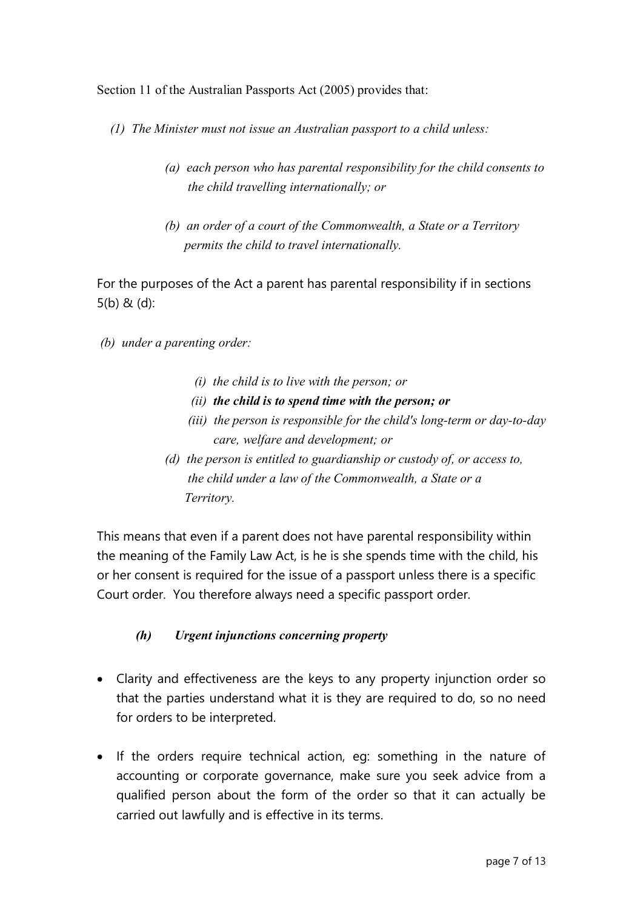Section 11 of the Australian Passports Act (2005) provides that:

> *(1) The Minister must not issue an Australian passport to a child unless:*
>
> > *(a) each person who has parental responsibility for the child consents to the child travelling internationally; or*
> >
> > *(b) an order of a court of the Commonwealth, a State or a Territory permits the child to travel internationally.*

For the purposes of the Act a parent has parental responsibility if in sections 5(b) & (d):

> *(b) under a parenting order:*
>
> > *(i) the child is to live with the person; or*
> >
> > ***(ii) the child is to spend time with the person; or***
> >
> > *(iii) the person is responsible for the child's long-term or day-to-day care, welfare and development; or*
>
> *(d) the person is entitled to guardianship or custody of, or access to, the child under a law of the Commonwealth, a State or a Territory.*

This means that even if a parent does not have parental responsibility within the meaning of the Family Law Act, is he is she spends time with the child, his or her consent is required for the issue of a passport unless there is a specific Court order. You therefore always need a specific passport order.

#### *(h) Urgent injunctions concerning property*

- Clarity and effectiveness are the keys to any property injunction order so that the parties understand what it is they are required to do, so no need for orders to be interpreted.
- If the orders require technical action, eg: something in the nature of accounting or corporate governance, make sure you seek advice from a qualified person about the form of the order so that it can actually be carried out lawfully and is effective in its terms.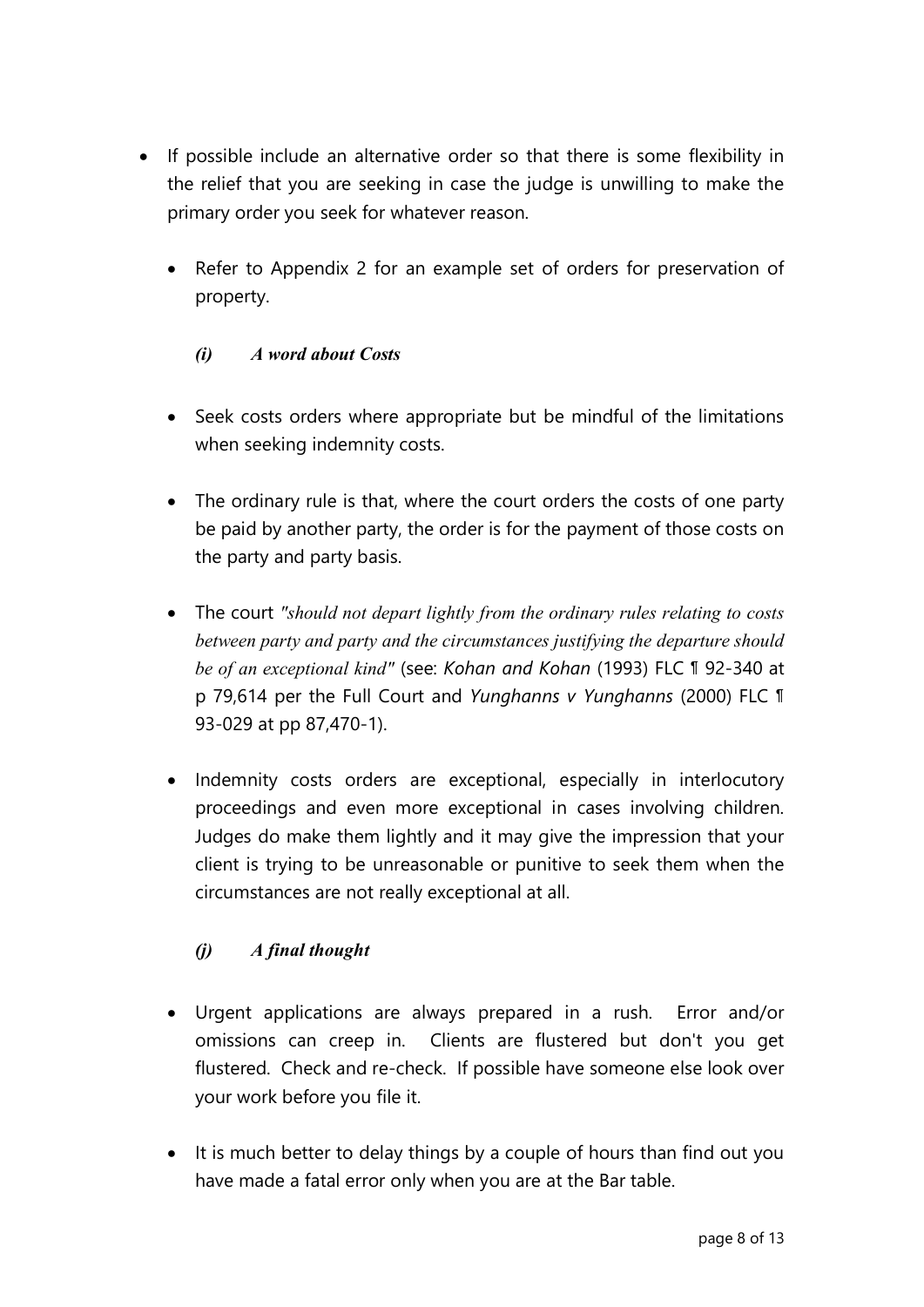- If possible include an alternative order so that there is some flexibility in the relief that you are seeking in case the judge is unwilling to make the primary order you seek for whatever reason.

  - Refer to Appendix 2 for an example set of orders for preservation of property.

### *(i) A word about Costs*

- Seek costs orders where appropriate but be mindful of the limitations when seeking indemnity costs.

- The ordinary rule is that, where the court orders the costs of one party be paid by another party, the order is for the payment of those costs on the party and party basis.

- The court *"should not depart lightly from the ordinary rules relating to costs between party and party and the circumstances justifying the departure should be of an exceptional kind"* (see: *Kohan and Kohan* (1993) FLC ¶ 92-340 at p 79,614 per the Full Court and *Yunghanns v Yunghanns* (2000) FLC ¶ 93-029 at pp 87,470-1).

- Indemnity costs orders are exceptional, especially in interlocutory proceedings and even more exceptional in cases involving children. Judges do make them lightly and it may give the impression that your client is trying to be unreasonable or punitive to seek them when the circumstances are not really exceptional at all.

### *(j) A final thought*

- Urgent applications are always prepared in a rush. Error and/or omissions can creep in. Clients are flustered but don't you get flustered. Check and re-check. If possible have someone else look over your work before you file it.

- It is much better to delay things by a couple of hours than find out you have made a fatal error only when you are at the Bar table.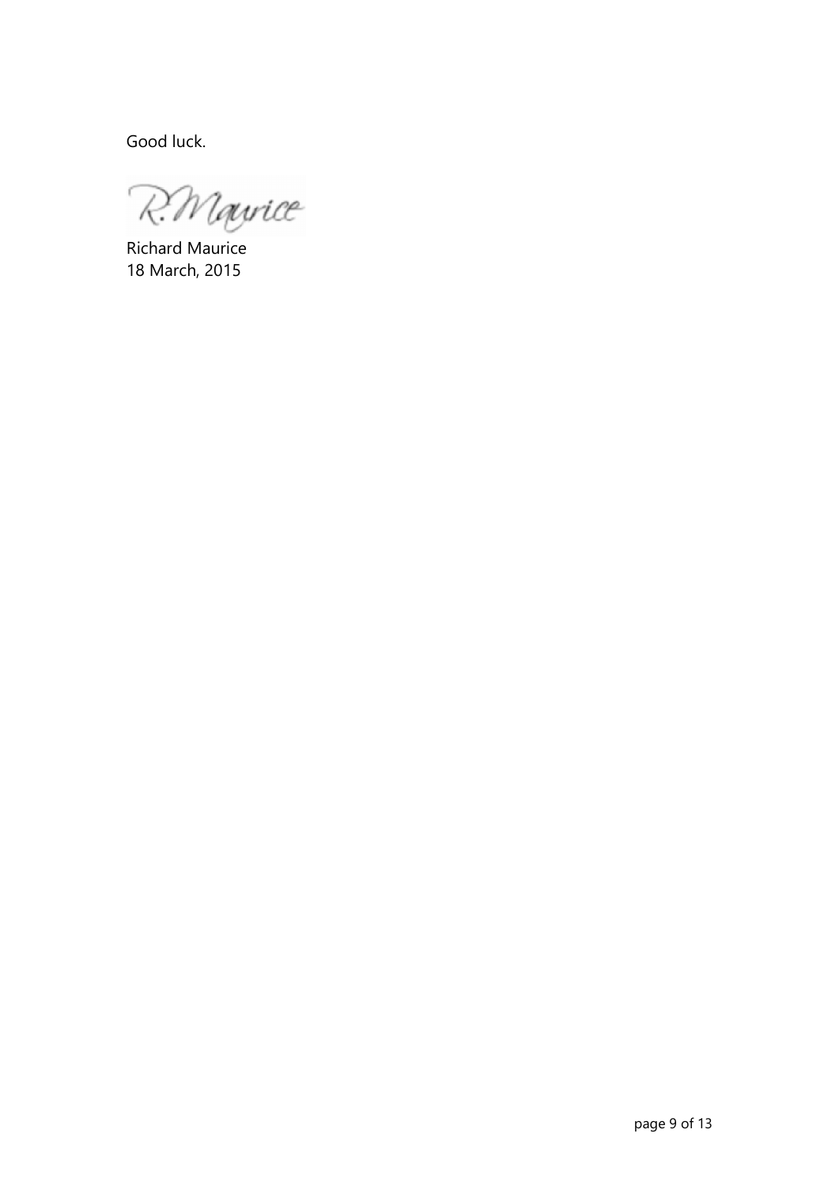Good luck.

R. Maurice

Richard Maurice
18 March, 2015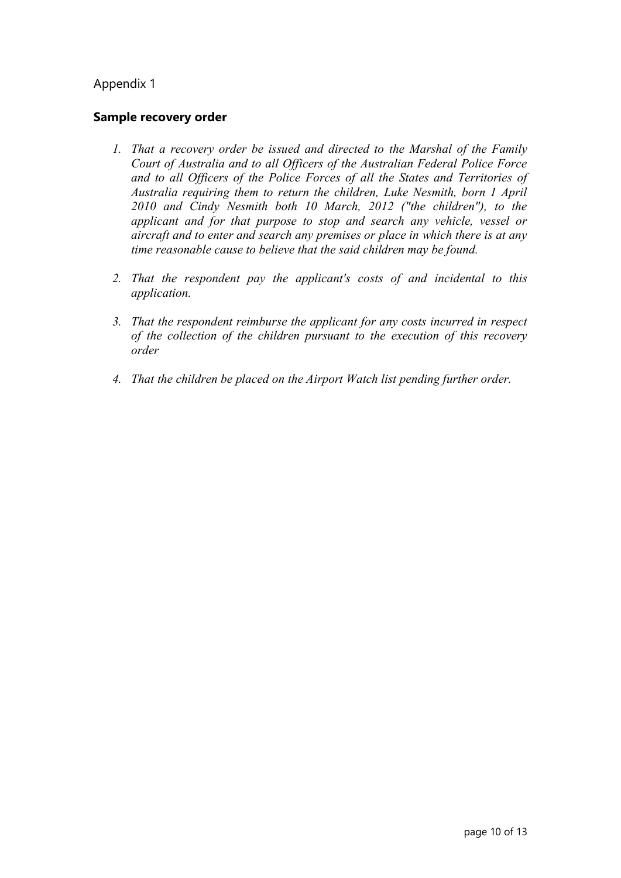Appendix 1

## Sample recovery order

1. *That a recovery order be issued and directed to the Marshal of the Family Court of Australia and to all Officers of the Australian Federal Police Force and to all Officers of the Police Forces of all the States and Territories of Australia requiring them to return the children, Luke Nesmith, born 1 April 2010 and Cindy Nesmith both 10 March, 2012 ("the children"), to the applicant and for that purpose to stop and search any vehicle, vessel or aircraft and to enter and search any premises or place in which there is at any time reasonable cause to believe that the said children may be found.*

2. *That the respondent pay the applicant's costs of and incidental to this application.*

3. *That the respondent reimburse the applicant for any costs incurred in respect of the collection of the children pursuant to the execution of this recovery order*

4. *That the children be placed on the Airport Watch list pending further order.*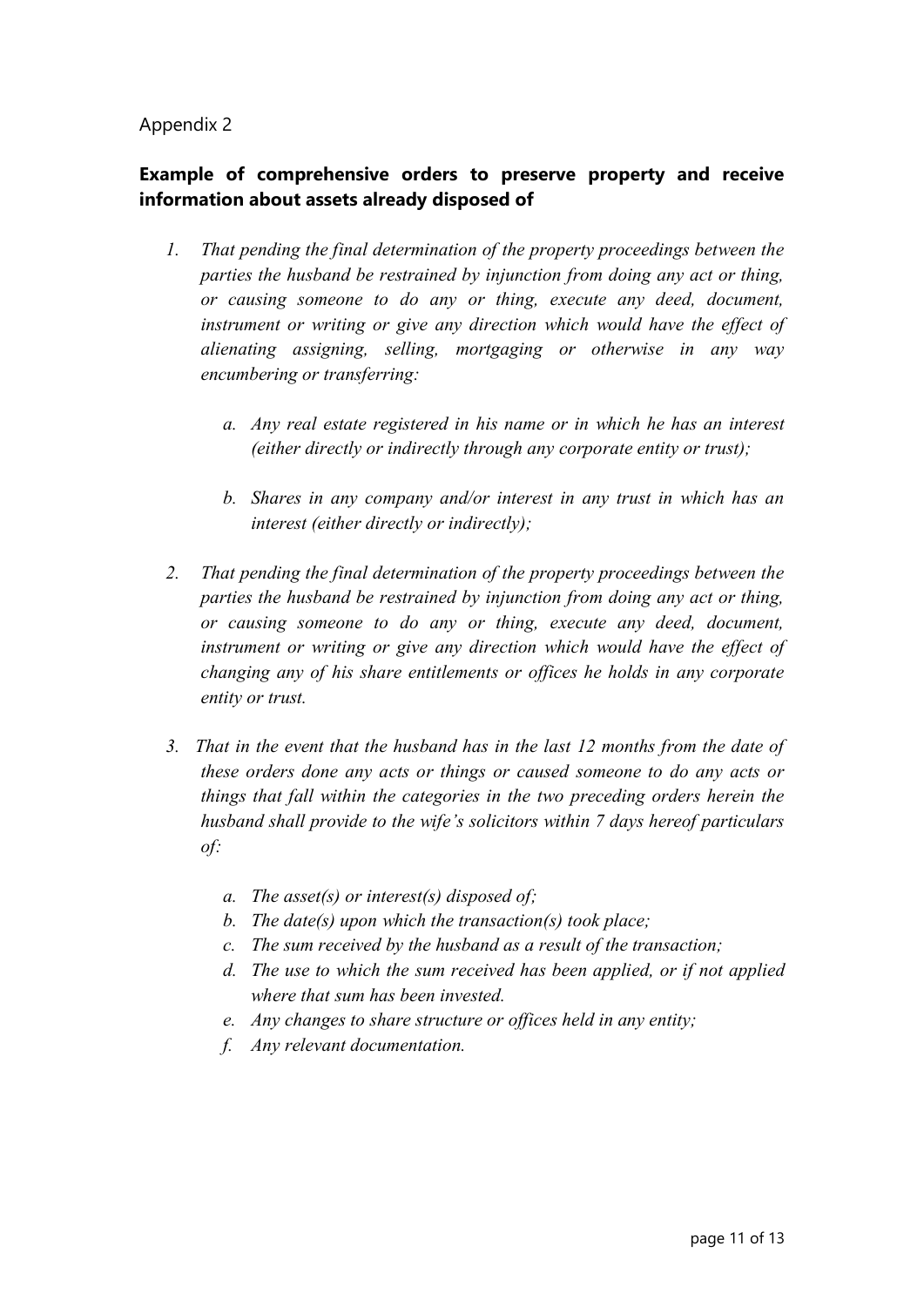Appendix 2

**Example of comprehensive orders to preserve property and receive information about assets already disposed of**

1. *That pending the final determination of the property proceedings between the parties the husband be restrained by injunction from doing any act or thing, or causing someone to do any or thing, execute any deed, document, instrument or writing or give any direction which would have the effect of alienating assigning, selling, mortgaging or otherwise in any way encumbering or transferring:*

   a. *Any real estate registered in his name or in which he has an interest (either directly or indirectly through any corporate entity or trust);*

   b. *Shares in any company and/or interest in any trust in which has an interest (either directly or indirectly);*

2. *That pending the final determination of the property proceedings between the parties the husband be restrained by injunction from doing any act or thing, or causing someone to do any or thing, execute any deed, document, instrument or writing or give any direction which would have the effect of changing any of his share entitlements or offices he holds in any corporate entity or trust.*

3. *That in the event that the husband has in the last 12 months from the date of these orders done any acts or things or caused someone to do any acts or things that fall within the categories in the two preceding orders herein the husband shall provide to the wife's solicitors within 7 days hereof particulars of:*

   a. *The asset(s) or interest(s) disposed of;*
   b. *The date(s) upon which the transaction(s) took place;*
   c. *The sum received by the husband as a result of the transaction;*
   d. *The use to which the sum received has been applied, or if not applied where that sum has been invested.*
   e. *Any changes to share structure or offices held in any entity;*
   f. *Any relevant documentation.*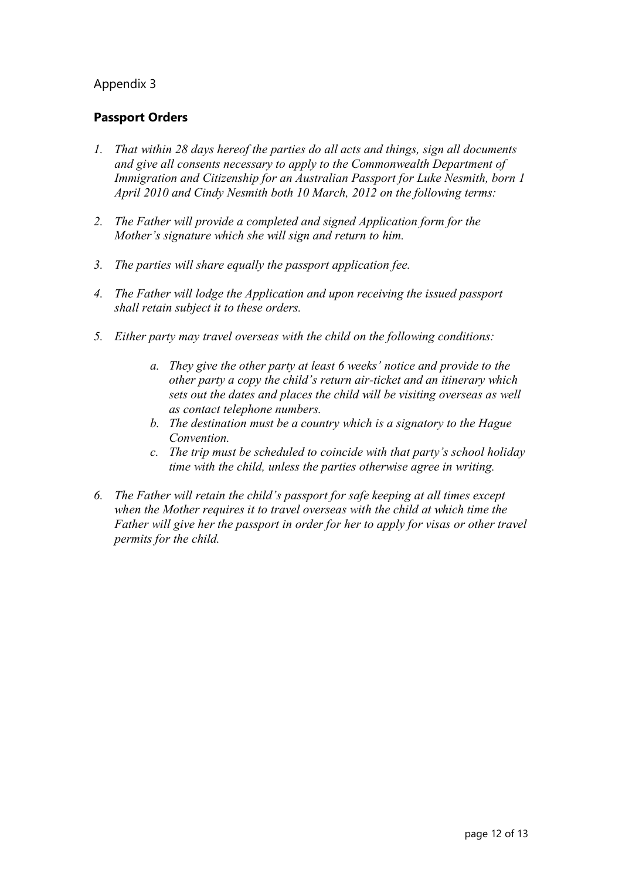Appendix 3

## **Passport Orders**

1. *That within 28 days hereof the parties do all acts and things, sign all documents and give all consents necessary to apply to the Commonwealth Department of Immigration and Citizenship for an Australian Passport for Luke Nesmith, born 1 April 2010 and Cindy Nesmith both 10 March, 2012 on the following terms:*

2. *The Father will provide a completed and signed Application form for the Mother's signature which she will sign and return to him.*

3. *The parties will share equally the passport application fee.*

4. *The Father will lodge the Application and upon receiving the issued passport shall retain subject it to these orders.*

5. *Either party may travel overseas with the child on the following conditions:*

    a. *They give the other party at least 6 weeks' notice and provide to the other party a copy the child's return air-ticket and an itinerary which sets out the dates and places the child will be visiting overseas as well as contact telephone numbers.*
    b. *The destination must be a country which is a signatory to the Hague Convention.*
    c. *The trip must be scheduled to coincide with that party's school holiday time with the child, unless the parties otherwise agree in writing.*

6. *The Father will retain the child's passport for safe keeping at all times except when the Mother requires it to travel overseas with the child at which time the Father will give her the passport in order for her to apply for visas or other travel permits for the child.*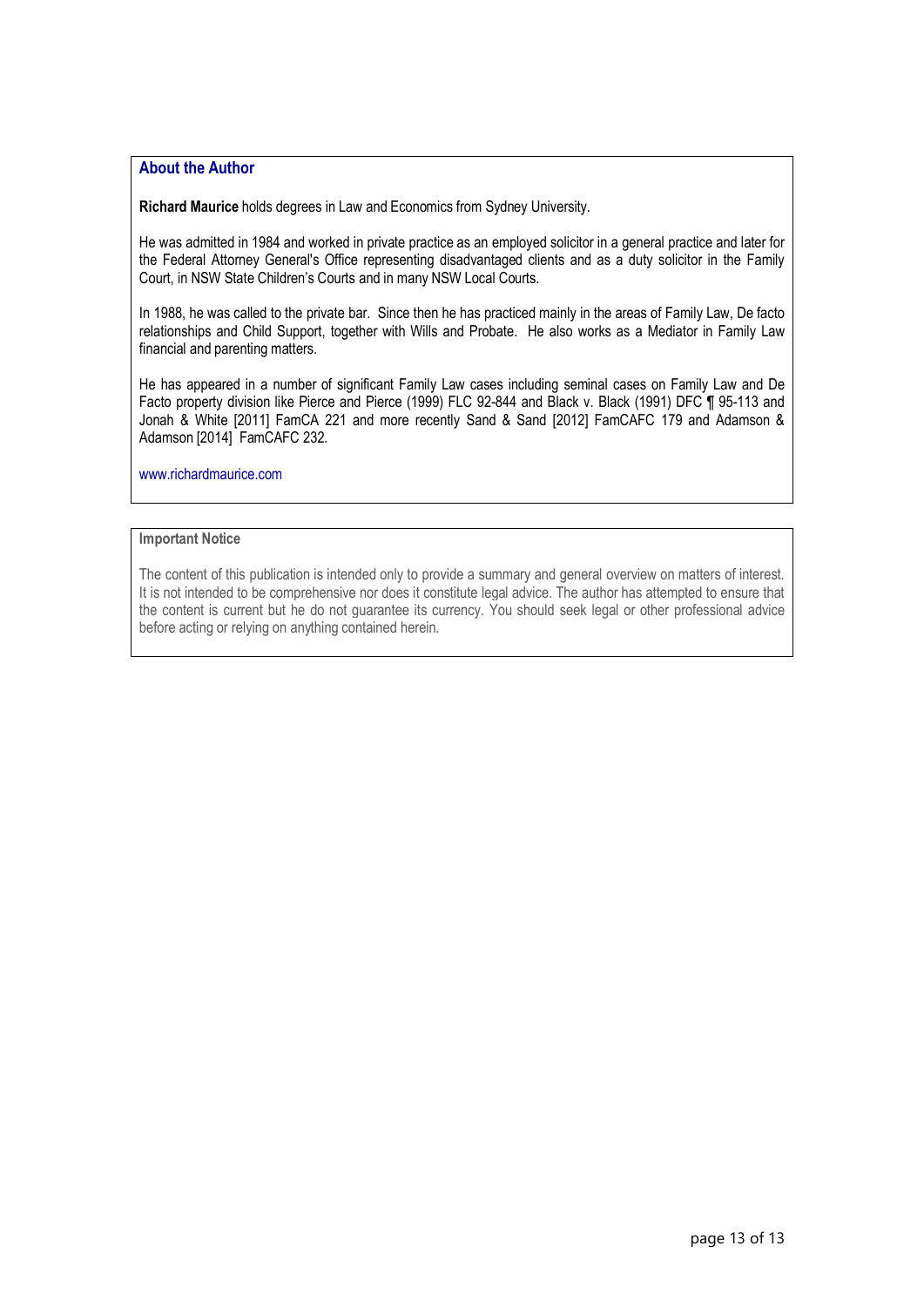## About the Author

**Richard Maurice** holds degrees in Law and Economics from Sydney University.

He was admitted in 1984 and worked in private practice as an employed solicitor in a general practice and later for the Federal Attorney General's Office representing disadvantaged clients and as a duty solicitor in the Family Court, in NSW State Children's Courts and in many NSW Local Courts.

In 1988, he was called to the private bar. Since then he has practiced mainly in the areas of Family Law, De facto relationships and Child Support, together with Wills and Probate. He also works as a Mediator in Family Law financial and parenting matters.

He has appeared in a number of significant Family Law cases including seminal cases on Family Law and De Facto property division like Pierce and Pierce (1999) FLC 92-844 and Black v. Black (1991) DFC ¶ 95-113 and Jonah & White [2011] FamCA 221 and more recently Sand & Sand [2012] FamCAFC 179 and Adamson & Adamson [2014] FamCAFC 232.

www.richardmaurice.com

### Important Notice

The content of this publication is intended only to provide a summary and general overview on matters of interest. It is not intended to be comprehensive nor does it constitute legal advice. The author has attempted to ensure that the content is current but he do not guarantee its currency. You should seek legal or other professional advice before acting or relying on anything contained herein.